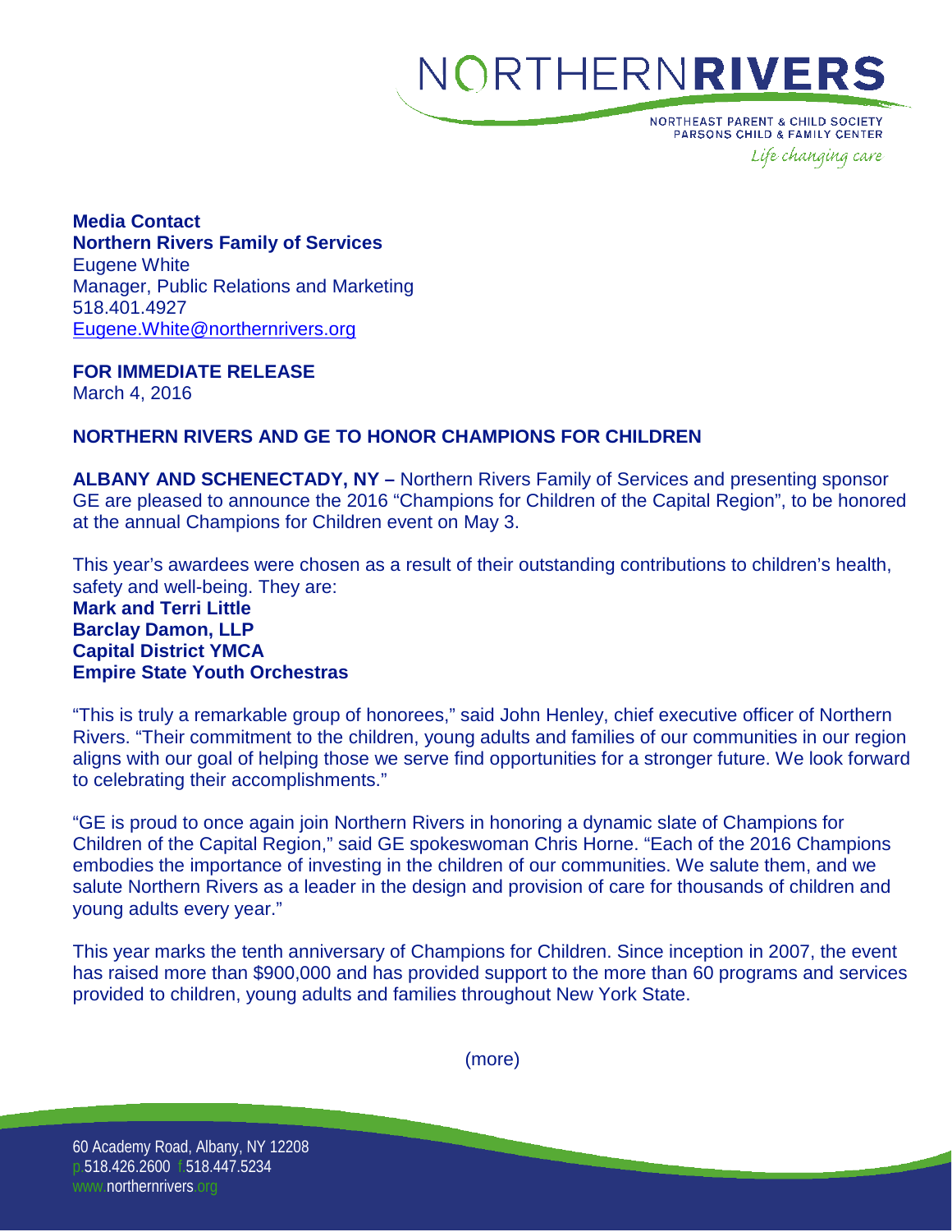NORTHERNRIVERS

NORTHEAST PARENT & CHILD SOCIETY
PARSONS CHILD & FAMILY CENTER
*Life changing care*

**Media Contact**
**Northern Rivers Family of Services**
Eugene White
Manager, Public Relations and Marketing
518.401.4927
Eugene.White@northernrivers.org

**FOR IMMEDIATE RELEASE**
March 4, 2016

**NORTHERN RIVERS AND GE TO HONOR CHAMPIONS FOR CHILDREN**

**ALBANY AND SCHENECTADY, NY –** Northern Rivers Family of Services and presenting sponsor GE are pleased to announce the 2016 "Champions for Children of the Capital Region", to be honored at the annual Champions for Children event on May 3.

This year's awardees were chosen as a result of their outstanding contributions to children's health, safety and well-being. They are:
**Mark and Terri Little**
**Barclay Damon, LLP**
**Capital District YMCA**
**Empire State Youth Orchestras**

"This is truly a remarkable group of honorees," said John Henley, chief executive officer of Northern Rivers. "Their commitment to the children, young adults and families of our communities in our region aligns with our goal of helping those we serve find opportunities for a stronger future. We look forward to celebrating their accomplishments."

"GE is proud to once again join Northern Rivers in honoring a dynamic slate of Champions for Children of the Capital Region," said GE spokeswoman Chris Horne. "Each of the 2016 Champions embodies the importance of investing in the children of our communities. We salute them, and we salute Northern Rivers as a leader in the design and provision of care for thousands of children and young adults every year."

This year marks the tenth anniversary of Champions for Children. Since inception in 2007, the event has raised more than $900,000 and has provided support to the more than 60 programs and services provided to children, young adults and families throughout New York State.

(more)

60 Academy Road, Albany, NY 12208
p.518.426.2600 f.518.447.5234
www.northernrivers.org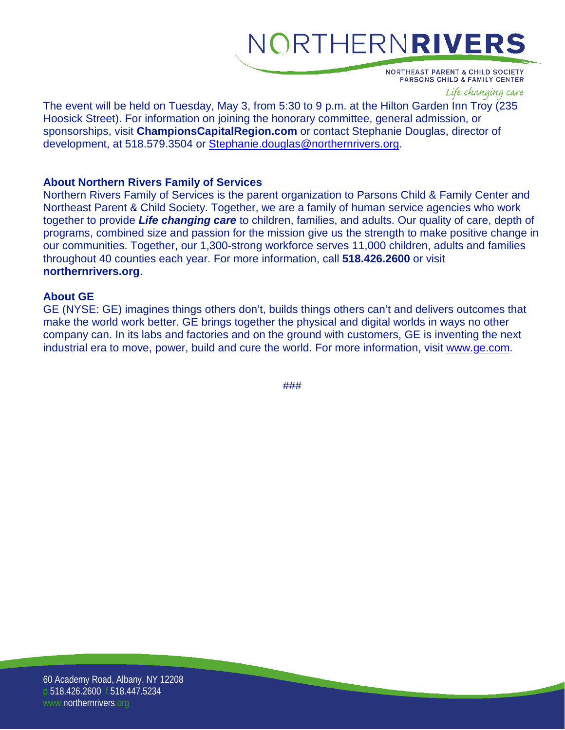The event will be held on Tuesday, May 3, from 5:30 to 9 p.m. at the Hilton Garden Inn Troy (235 Hoosick Street). For information on joining the honorary committee, general admission, or sponsorships, visit **ChampionsCapitalRegion.com** or contact Stephanie Douglas, director of development, at 518.579.3504 or Stephanie.douglas@northernrivers.org.

**About Northern Rivers Family of Services**

Northern Rivers Family of Services is the parent organization to Parsons Child & Family Center and Northeast Parent & Child Society. Together, we are a family of human service agencies who work together to provide ***Life changing care*** to children, families, and adults. Our quality of care, depth of programs, combined size and passion for the mission give us the strength to make positive change in our communities. Together, our 1,300-strong workforce serves 11,000 children, adults and families throughout 40 counties each year. For more information, call **518.426.2600** or visit **northernrivers.org**.

**About GE**

GE (NYSE: GE) imagines things others don't, builds things others can't and delivers outcomes that make the world work better. GE brings together the physical and digital worlds in ways no other company can. In its labs and factories and on the ground with customers, GE is inventing the next industrial era to move, power, build and cure the world. For more information, visit www.ge.com.

###